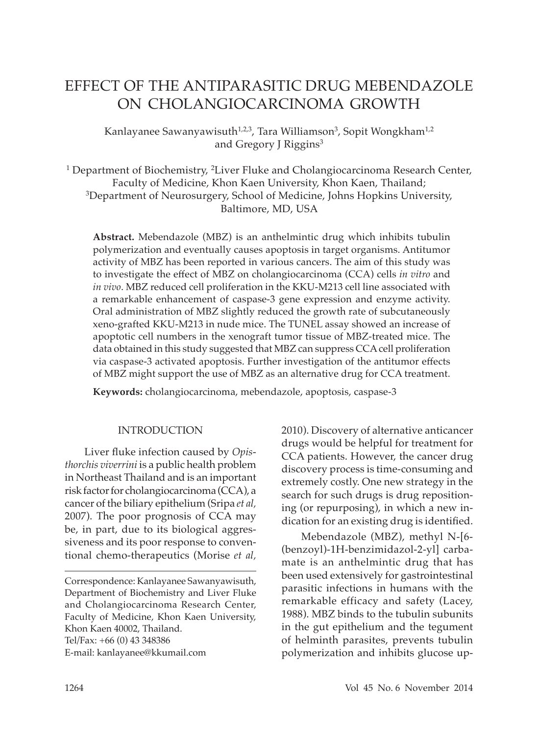# EFFECT OF THE ANTIPARASITIC DRUG MEBENDAZOLE ON CHOLANGIOCARCINOMA GROWTH

Kanlayanee Sawanyawisuth[1,2,3], Tara Williamson[3], Sopit Wongkham[1,2] and Gregory J Riggins[3]

[1] Department of Biochemistry, [2]Liver Fluke and Cholangiocarcinoma Research Center, Faculty of Medicine, Khon Kaen University, Khon Kaen, Thailand;
[3]Department of Neurosurgery, School of Medicine, Johns Hopkins University, Baltimore, MD, USA

**Abstract.** Mebendazole (MBZ) is an anthelmintic drug which inhibits tubulin polymerization and eventually causes apoptosis in target organisms. Antitumor activity of MBZ has been reported in various cancers. The aim of this study was to investigate the effect of MBZ on cholangiocarcinoma (CCA) cells *in vitro* and *in vivo*. MBZ reduced cell proliferation in the KKU-M213 cell line associated with a remarkable enhancement of caspase-3 gene expression and enzyme activity. Oral administration of MBZ slightly reduced the growth rate of subcutaneously xeno-grafted KKU-M213 in nude mice. The TUNEL assay showed an increase of apoptotic cell numbers in the xenograft tumor tissue of MBZ-treated mice. The data obtained in this study suggested that MBZ can suppress CCA cell proliferation via caspase-3 activated apoptosis. Further investigation of the antitumor effects of MBZ might support the use of MBZ as an alternative drug for CCA treatment.

**Keywords:** cholangiocarcinoma, mebendazole, apoptosis, caspase-3

## INTRODUCTION

Liver fluke infection caused by *Opisthorchis viverrini* is a public health problem in Northeast Thailand and is an important risk factor for cholangiocarcinoma (CCA), a cancer of the biliary epithelium (Sripa *et al*, 2007). The poor prognosis of CCA may be, in part, due to its biological aggressiveness and its poor response to conventional chemo-therapeutics (Morise *et al*, 2010). Discovery of alternative anticancer drugs would be helpful for treatment for CCA patients. However, the cancer drug discovery process is time-consuming and extremely costly. One new strategy in the search for such drugs is drug repositioning (or repurposing), in which a new indication for an existing drug is identified.

Mebendazole (MBZ), methyl N-[6-(benzoyl)-1H-benzimidazol-2-yl] carbamate is an anthelmintic drug that has been used extensively for gastrointestinal parasitic infections in humans with the remarkable efficacy and safety (Lacey, 1988). MBZ binds to the tubulin subunits in the gut epithelium and the tegument of helminth parasites, prevents tubulin polymerization and inhibits glucose up-

Correspondence: Kanlayanee Sawanyawisuth, Department of Biochemistry and Liver Fluke and Cholangiocarcinoma Research Center, Faculty of Medicine, Khon Kaen University, Khon Kaen 40002, Thailand.
Tel/Fax: +66 (0) 43 348386
E-mail: kanlayanee@kkumail.com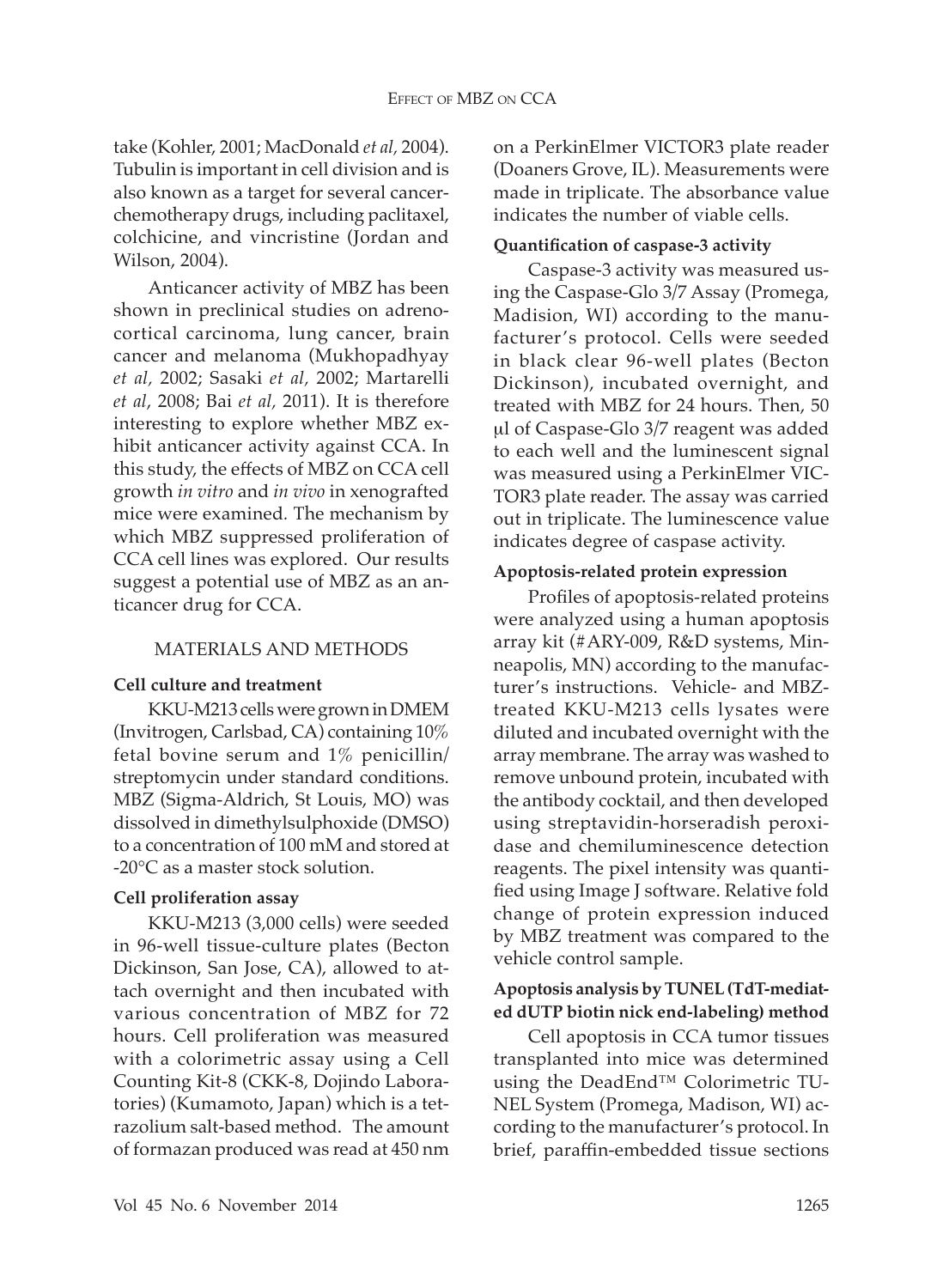take (Kohler, 2001; MacDonald *et al*, 2004). Tubulin is important in cell division and is also known as a target for several cancer-chemotherapy drugs, including paclitaxel, colchicine, and vincristine (Jordan and Wilson, 2004).

Anticancer activity of MBZ has been shown in preclinical studies on adrenocortical carcinoma, lung cancer, brain cancer and melanoma (Mukhopadhyay *et al*, 2002; Sasaki *et al*, 2002; Martarelli *et al*, 2008; Bai *et al*, 2011). It is therefore interesting to explore whether MBZ exhibit anticancer activity against CCA. In this study, the effects of MBZ on CCA cell growth *in vitro* and *in vivo* in xenografted mice were examined. The mechanism by which MBZ suppressed proliferation of CCA cell lines was explored. Our results suggest a potential use of MBZ as an anticancer drug for CCA.

## MATERIALS AND METHODS

### Cell culture and treatment

KKU-M213 cells were grown in DMEM (Invitrogen, Carlsbad, CA) containing 10% fetal bovine serum and 1% penicillin/streptomycin under standard conditions. MBZ (Sigma-Aldrich, St Louis, MO) was dissolved in dimethylsulphoxide (DMSO) to a concentration of 100 mM and stored at -20°C as a master stock solution.

### Cell proliferation assay

KKU-M213 (3,000 cells) were seeded in 96-well tissue-culture plates (Becton Dickinson, San Jose, CA), allowed to attach overnight and then incubated with various concentration of MBZ for 72 hours. Cell proliferation was measured with a colorimetric assay using a Cell Counting Kit-8 (CKK-8, Dojindo Laboratories) (Kumamoto, Japan) which is a tetrazolium salt-based method. The amount of formazan produced was read at 450 nm on a PerkinElmer VICTOR3 plate reader (Doaners Grove, IL). Measurements were made in triplicate. The absorbance value indicates the number of viable cells.

### Quantification of caspase-3 activity

Caspase-3 activity was measured using the Caspase-Glo 3/7 Assay (Promega, Madision, WI) according to the manufacturer's protocol. Cells were seeded in black clear 96-well plates (Becton Dickinson), incubated overnight, and treated with MBZ for 24 hours. Then, 50 μl of Caspase-Glo 3/7 reagent was added to each well and the luminescent signal was measured using a PerkinElmer VICTOR3 plate reader. The assay was carried out in triplicate. The luminescence value indicates degree of caspase activity.

### Apoptosis-related protein expression

Profiles of apoptosis-related proteins were analyzed using a human apoptosis array kit (#ARY-009, R&D systems, Minneapolis, MN) according to the manufacturer's instructions. Vehicle- and MBZ-treated KKU-M213 cells lysates were diluted and incubated overnight with the array membrane. The array was washed to remove unbound protein, incubated with the antibody cocktail, and then developed using streptavidin-horseradish peroxidase and chemiluminescence detection reagents. The pixel intensity was quantified using Image J software. Relative fold change of protein expression induced by MBZ treatment was compared to the vehicle control sample.

### Apoptosis analysis by TUNEL (TdT-mediated dUTP biotin nick end-labeling) method

Cell apoptosis in CCA tumor tissues transplanted into mice was determined using the DeadEnd™ Colorimetric TUNEL System (Promega, Madison, WI) according to the manufacturer's protocol. In brief, paraffin-embedded tissue sections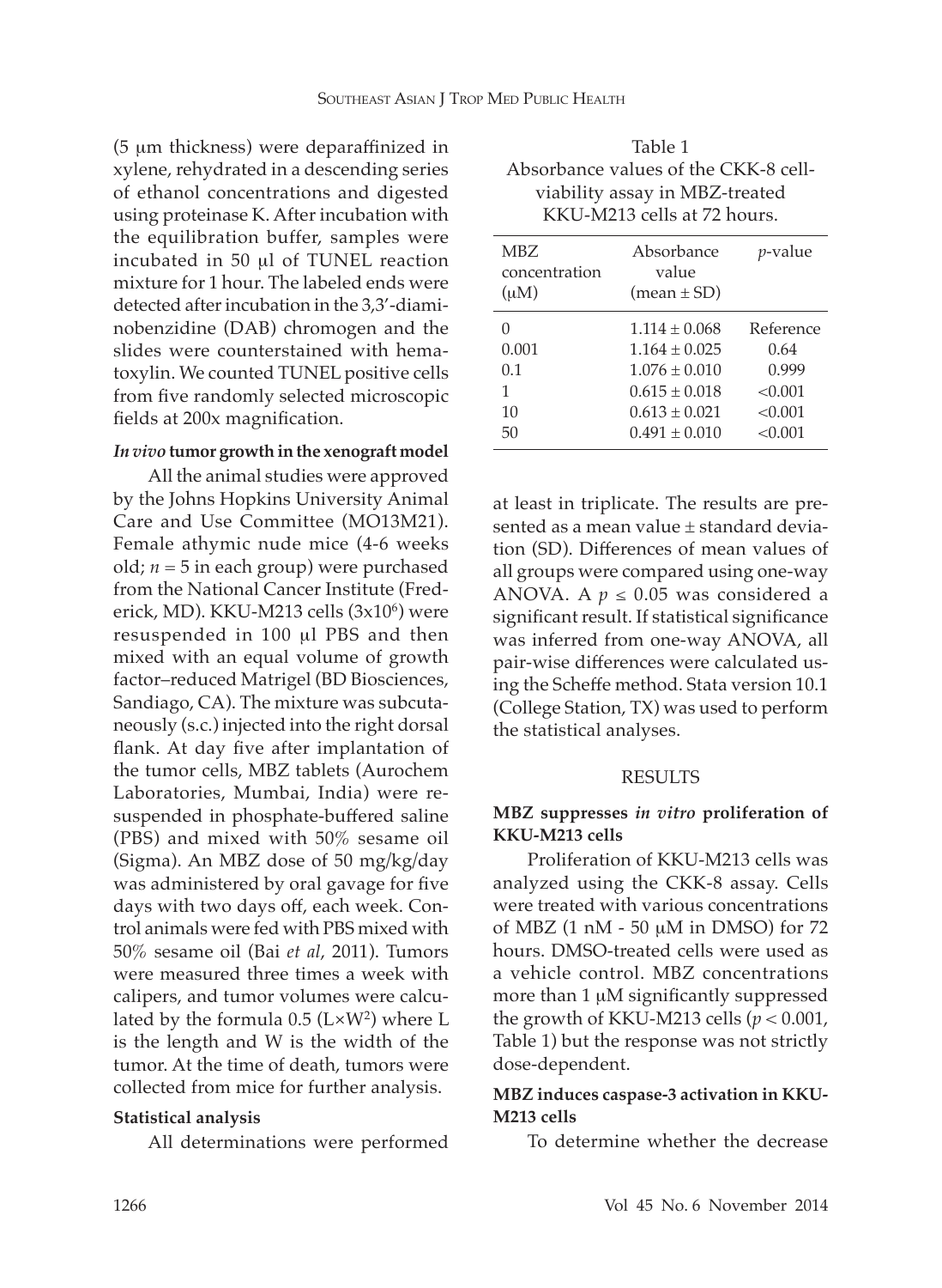(5 μm thickness) were deparaffinized in xylene, rehydrated in a descending series of ethanol concentrations and digested using proteinase K. After incubation with the equilibration buffer, samples were incubated in 50 μl of TUNEL reaction mixture for 1 hour. The labeled ends were detected after incubation in the 3,3'-diaminobenzidine (DAB) chromogen and the slides were counterstained with hematoxylin. We counted TUNEL positive cells from five randomly selected microscopic fields at 200x magnification.

#### *In vivo* tumor growth in the xenograft model

All the animal studies were approved by the Johns Hopkins University Animal Care and Use Committee (MO13M21). Female athymic nude mice (4-6 weeks old; $n = 5$ in each group) were purchased from the National Cancer Institute (Frederick, MD). KKU-M213 cells ($3 \times 10^6$) were resuspended in 100 μl PBS and then mixed with an equal volume of growth factor–reduced Matrigel (BD Biosciences, Sandiago, CA). The mixture was subcutaneously (s.c.) injected into the right dorsal flank. At day five after implantation of the tumor cells, MBZ tablets (Aurochem Laboratories, Mumbai, India) were resuspended in phosphate-buffered saline (PBS) and mixed with 50% sesame oil (Sigma). An MBZ dose of 50 mg/kg/day was administered by oral gavage for five days with two days off, each week. Control animals were fed with PBS mixed with 50% sesame oil (Bai *et al*, 2011). Tumors were measured three times a week with calipers, and tumor volumes were calculated by the formula $0.5 (L \times W^2)$ where L is the length and W is the width of the tumor. At the time of death, tumors were collected from mice for further analysis.

#### Statistical analysis

All determinations were performed at least in triplicate. The results are presented as a mean value ± standard deviation (SD). Differences of mean values of all groups were compared using one-way ANOVA. A $p \leq 0.05$ was considered a significant result. If statistical significance was inferred from one-way ANOVA, all pair-wise differences were calculated using the Scheffe method. Stata version 10.1 (College Station, TX) was used to perform the statistical analyses.

Table 1
Absorbance values of the CKK-8 cell-viability assay in MBZ-treated KKU-M213 cells at 72 hours.

| MBZ concentration (μM) | Absorbance value (mean ± SD) | *p*-value |
|---|---|---|
| 0 | 1.114 ± 0.068 | Reference |
| 0.001 | 1.164 ± 0.025 | 0.64 |
| 0.1 | 1.076 ± 0.010 | 0.999 |
| 1 | 0.615 ± 0.018 | <0.001 |
| 10 | 0.613 ± 0.021 | <0.001 |
| 50 | 0.491 ± 0.010 | <0.001 |

## RESULTS

#### MBZ suppresses *in vitro* proliferation of KKU-M213 cells

Proliferation of KKU-M213 cells was analyzed using the CKK-8 assay. Cells were treated with various concentrations of MBZ (1 nM - 50 μM in DMSO) for 72 hours. DMSO-treated cells were used as a vehicle control. MBZ concentrations more than 1 μM significantly suppressed the growth of KKU-M213 cells ($p < 0.001$, Table 1) but the response was not strictly dose-dependent.

#### MBZ induces caspase-3 activation in KKU-M213 cells

To determine whether the decrease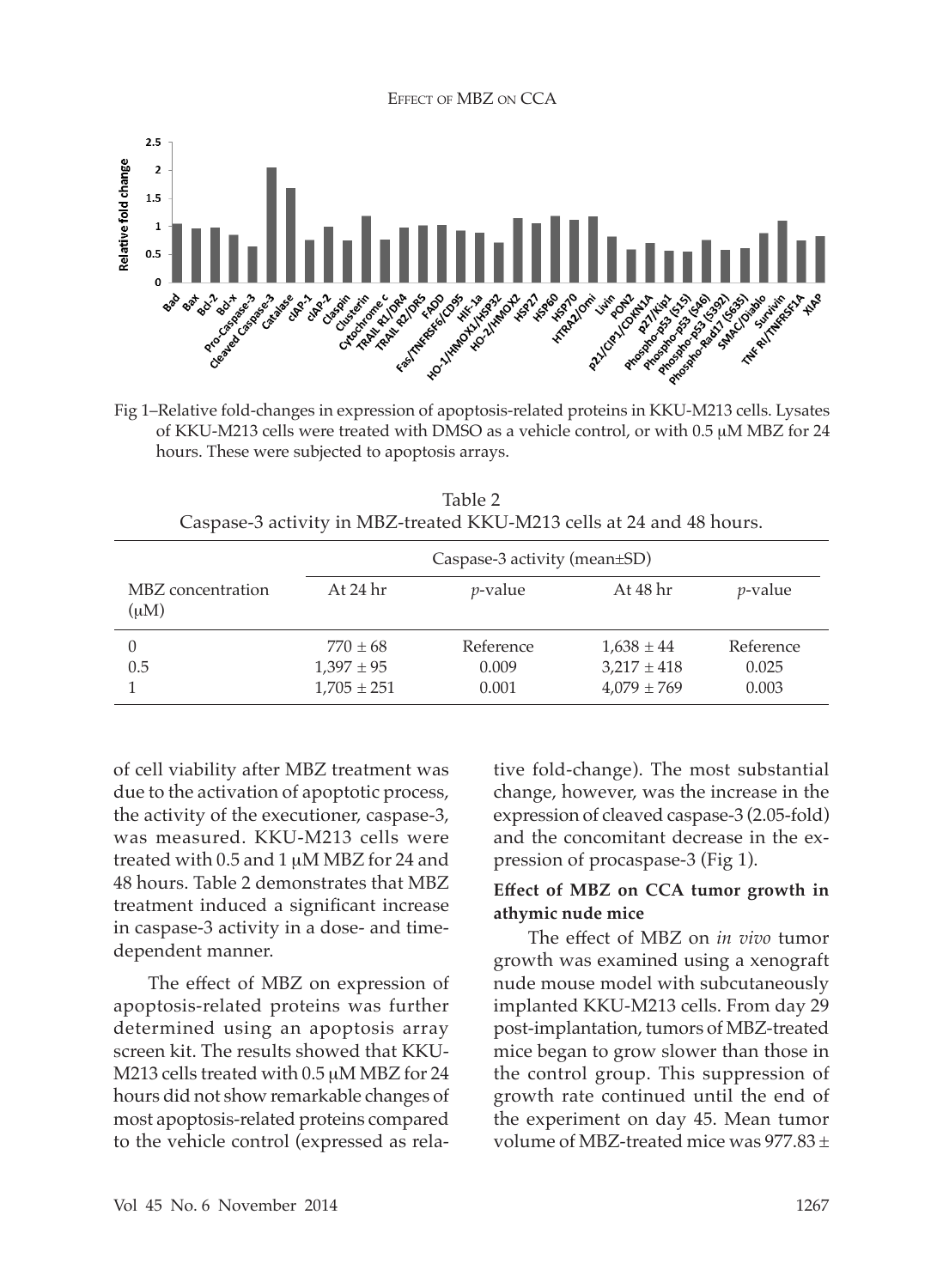Fig 1–Relative fold-changes in expression of apoptosis-related proteins in KKU-M213 cells. Lysates of KKU-M213 cells were treated with DMSO as a vehicle control, or with 0.5 μM MBZ for 24 hours. These were subjected to apoptosis arrays.

Table 2
Caspase-3 activity in MBZ-treated KKU-M213 cells at 24 and 48 hours.

| MBZ concentration (μM) | Caspase-3 activity (mean±SD) | | | |
|---|---|---|---|---|
| | At 24 hr | *p*-value | At 48 hr | *p*-value |
| 0 | 770 ± 68 | Reference | 1,638 ± 44 | Reference |
| 0.5 | 1,397 ± 95 | 0.009 | 3,217 ± 418 | 0.025 |
| 1 | 1,705 ± 251 | 0.001 | 4,079 ± 769 | 0.003 |

of cell viability after MBZ treatment was due to the activation of apoptotic process, the activity of the executioner, caspase-3, was measured. KKU-M213 cells were treated with 0.5 and 1 μM MBZ for 24 and 48 hours. Table 2 demonstrates that MBZ treatment induced a significant increase in caspase-3 activity in a dose- and time-dependent manner.

The effect of MBZ on expression of apoptosis-related proteins was further determined using an apoptosis array screen kit. The results showed that KKU-M213 cells treated with 0.5 μM MBZ for 24 hours did not show remarkable changes of most apoptosis-related proteins compared to the vehicle control (expressed as relative fold-change). The most substantial change, however, was the increase in the expression of cleaved caspase-3 (2.05-fold) and the concomitant decrease in the expression of procaspase-3 (Fig 1).

**Effect of MBZ on CCA tumor growth in athymic nude mice**

The effect of MBZ on *in vivo* tumor growth was examined using a xenograft nude mouse model with subcutaneously implanted KKU-M213 cells. From day 29 post-implantation, tumors of MBZ-treated mice began to grow slower than those in the control group. This suppression of growth rate continued until the end of the experiment on day 45. Mean tumor volume of MBZ-treated mice was 977.83 ±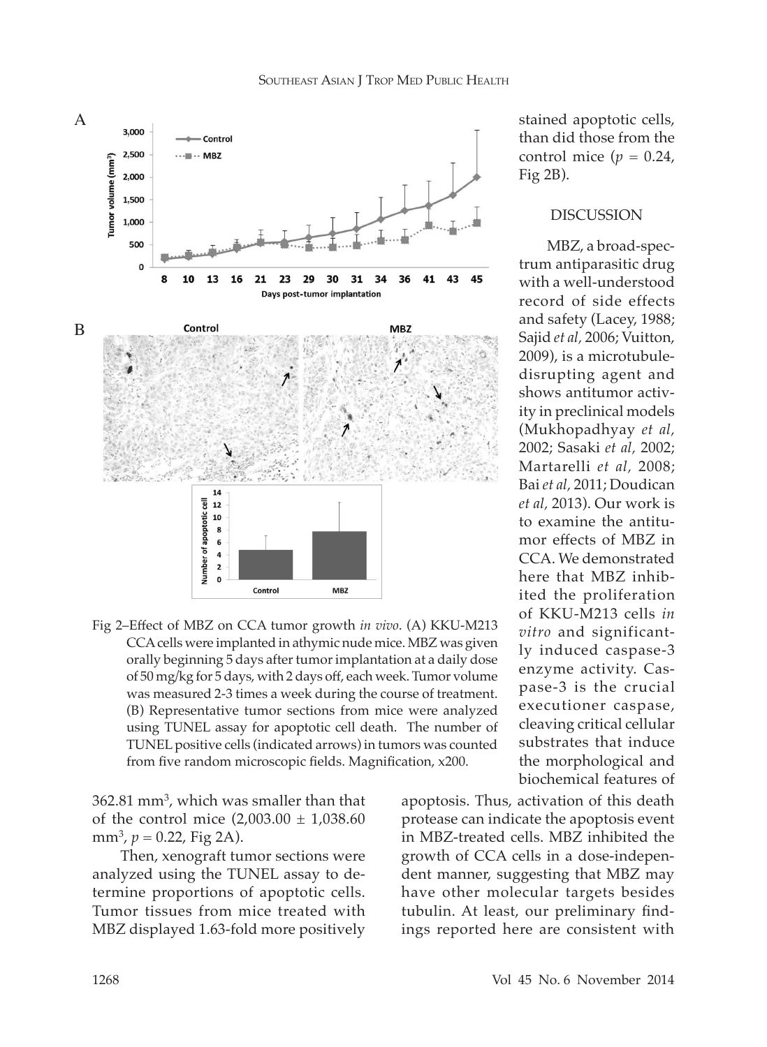Fig 2–Effect of MBZ on CCA tumor growth *in vivo.* (A) KKU-M213 CCA cells were implanted in athymic nude mice. MBZ was given orally beginning 5 days after tumor implantation at a daily dose of 50 mg/kg for 5 days, with 2 days off, each week. Tumor volume was measured 2-3 times a week during the course of treatment. (B) Representative tumor sections from mice were analyzed using TUNEL assay for apoptotic cell death. The number of TUNEL positive cells (indicated arrows) in tumors was counted from five random microscopic fields. Magnification, x200.

362.81 mm$^3$, which was smaller than that of the control mice (2,003.00 ± 1,038.60 mm$^3$, $p = 0.22$, Fig 2A).

Then, xenograft tumor sections were analyzed using the TUNEL assay to determine proportions of apoptotic cells. Tumor tissues from mice treated with MBZ displayed 1.63-fold more positively stained apoptotic cells, than did those from the control mice ($p = 0.24$, Fig 2B).

## DISCUSSION

MBZ, a broad-spectrum antiparasitic drug with a well-understood record of side effects and safety (Lacey, 1988; Sajid *et al*, 2006; Vuitton, 2009), is a microtubule-disrupting agent and shows antitumor activity in preclinical models (Mukhopadhyay *et al*, 2002; Sasaki *et al*, 2002; Martarelli *et al*, 2008; Bai *et al*, 2011; Doudican *et al*, 2013). Our work is to examine the antitumor effects of MBZ in CCA. We demonstrated here that MBZ inhibited the proliferation of KKU-M213 cells *in vitro* and significantly induced caspase-3 enzyme activity. Caspase-3 is the crucial executioner caspase, cleaving critical cellular substrates that induce the morphological and biochemical features of apoptosis. Thus, activation of this death protease can indicate the apoptosis event in MBZ-treated cells. MBZ inhibited the growth of CCA cells in a dose-independent manner, suggesting that MBZ may have other molecular targets besides tubulin. At least, our preliminary findings reported here are consistent with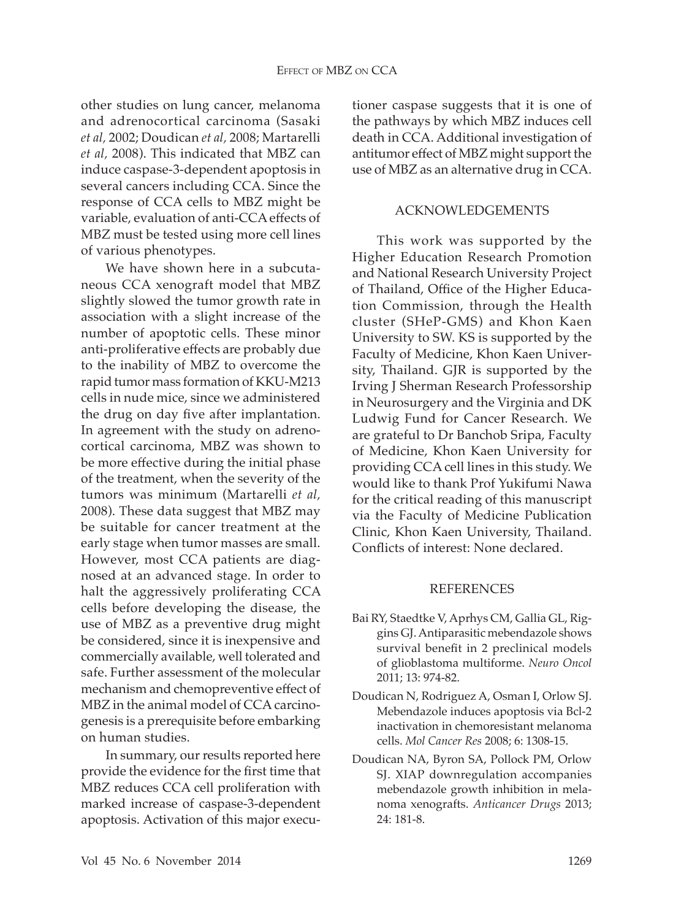other studies on lung cancer, melanoma and adrenocortical carcinoma (Sasaki *et al*, 2002; Doudican *et al*, 2008; Martarelli *et al*, 2008). This indicated that MBZ can induce caspase-3-dependent apoptosis in several cancers including CCA. Since the response of CCA cells to MBZ might be variable, evaluation of anti-CCA effects of MBZ must be tested using more cell lines of various phenotypes.

We have shown here in a subcutaneous CCA xenograft model that MBZ slightly slowed the tumor growth rate in association with a slight increase of the number of apoptotic cells. These minor anti-proliferative effects are probably due to the inability of MBZ to overcome the rapid tumor mass formation of KKU-M213 cells in nude mice, since we administered the drug on day five after implantation. In agreement with the study on adrenocortical carcinoma, MBZ was shown to be more effective during the initial phase of the treatment, when the severity of the tumors was minimum (Martarelli *et al*, 2008). These data suggest that MBZ may be suitable for cancer treatment at the early stage when tumor masses are small. However, most CCA patients are diagnosed at an advanced stage. In order to halt the aggressively proliferating CCA cells before developing the disease, the use of MBZ as a preventive drug might be considered, since it is inexpensive and commercially available, well tolerated and safe. Further assessment of the molecular mechanism and chemopreventive effect of MBZ in the animal model of CCA carcinogenesis is a prerequisite before embarking on human studies.

In summary, our results reported here provide the evidence for the first time that MBZ reduces CCA cell proliferation with marked increase of caspase-3-dependent apoptosis. Activation of this major executioner caspase suggests that it is one of the pathways by which MBZ induces cell death in CCA. Additional investigation of antitumor effect of MBZ might support the use of MBZ as an alternative drug in CCA.

## ACKNOWLEDGEMENTS

This work was supported by the Higher Education Research Promotion and National Research University Project of Thailand, Office of the Higher Education Commission, through the Health cluster (SHeP-GMS) and Khon Kaen University to SW. KS is supported by the Faculty of Medicine, Khon Kaen University, Thailand. GJR is supported by the Irving J Sherman Research Professorship in Neurosurgery and the Virginia and DK Ludwig Fund for Cancer Research. We are grateful to Dr Banchob Sripa, Faculty of Medicine, Khon Kaen University for providing CCA cell lines in this study. We would like to thank Prof Yukifumi Nawa for the critical reading of this manuscript via the Faculty of Medicine Publication Clinic, Khon Kaen University, Thailand. Conflicts of interest: None declared.

## REFERENCES

Bai RY, Staedtke V, Aprhys CM, Gallia GL, Riggins GJ. Antiparasitic mebendazole shows survival benefit in 2 preclinical models of glioblastoma multiforme. *Neuro Oncol* 2011; 13: 974-82.

Doudican N, Rodriguez A, Osman I, Orlow SJ. Mebendazole induces apoptosis via Bcl-2 inactivation in chemoresistant melanoma cells. *Mol Cancer Res* 2008; 6: 1308-15.

Doudican NA, Byron SA, Pollock PM, Orlow SJ. XIAP downregulation accompanies mebendazole growth inhibition in melanoma xenografts. *Anticancer Drugs* 2013; 24: 181-8.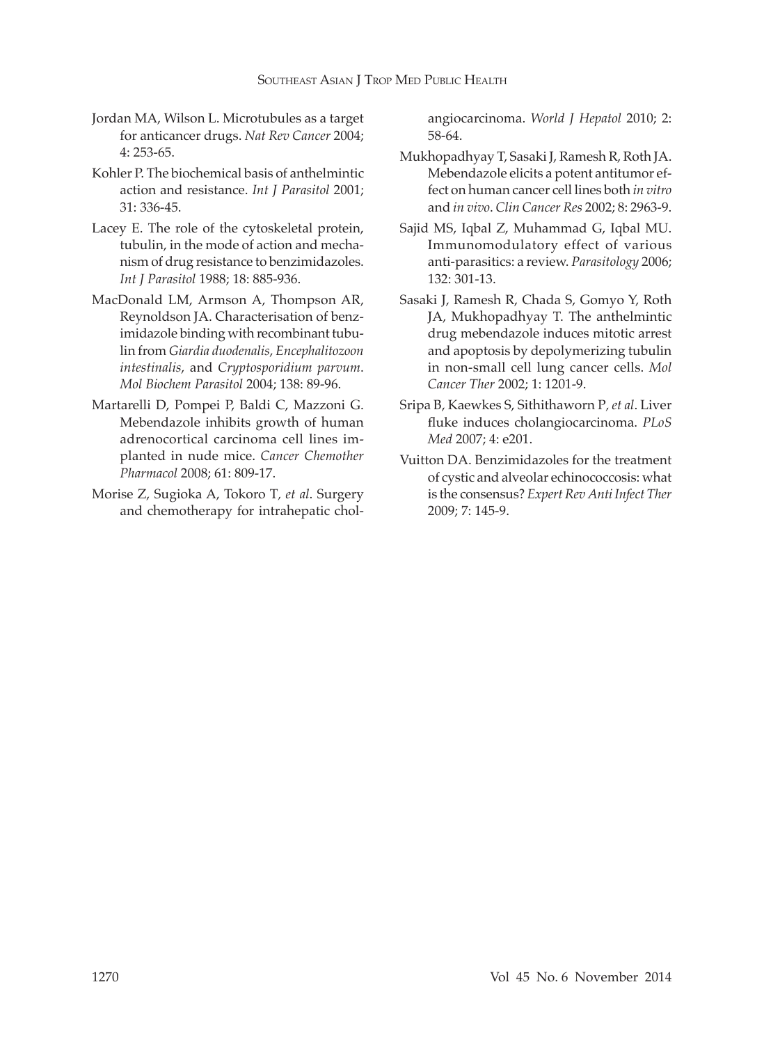Jordan MA, Wilson L. Microtubules as a target for anticancer drugs. *Nat Rev Cancer* 2004; 4: 253-65.

Kohler P. The biochemical basis of anthelmintic action and resistance. *Int J Parasitol* 2001; 31: 336-45.

Lacey E. The role of the cytoskeletal protein, tubulin, in the mode of action and mechanism of drug resistance to benzimidazoles. *Int J Parasitol* 1988; 18: 885-936.

MacDonald LM, Armson A, Thompson AR, Reynoldson JA. Characterisation of benzimidazole binding with recombinant tubulin from *Giardia duodenalis*, *Encephalitozoon intestinalis*, and *Cryptosporidium parvum*. *Mol Biochem Parasitol* 2004; 138: 89-96.

Martarelli D, Pompei P, Baldi C, Mazzoni G. Mebendazole inhibits growth of human adrenocortical carcinoma cell lines implanted in nude mice. *Cancer Chemother Pharmacol* 2008; 61: 809-17.

Morise Z, Sugioka A, Tokoro T, *et al*. Surgery and chemotherapy for intrahepatic cholangiocarcinoma. *World J Hepatol* 2010; 2: 58-64.

Mukhopadhyay T, Sasaki J, Ramesh R, Roth JA. Mebendazole elicits a potent antitumor effect on human cancer cell lines both *in vitro* and *in vivo*. *Clin Cancer Res* 2002; 8: 2963-9.

Sajid MS, Iqbal Z, Muhammad G, Iqbal MU. Immunomodulatory effect of various anti-parasitics: a review. *Parasitology* 2006; 132: 301-13.

Sasaki J, Ramesh R, Chada S, Gomyo Y, Roth JA, Mukhopadhyay T. The anthelmintic drug mebendazole induces mitotic arrest and apoptosis by depolymerizing tubulin in non-small cell lung cancer cells. *Mol Cancer Ther* 2002; 1: 1201-9.

Sripa B, Kaewkes S, Sithithaworn P, *et al*. Liver fluke induces cholangiocarcinoma. *PLoS Med* 2007; 4: e201.

Vuitton DA. Benzimidazoles for the treatment of cystic and alveolar echinococcosis: what is the consensus? *Expert Rev Anti Infect Ther* 2009; 7: 145-9.